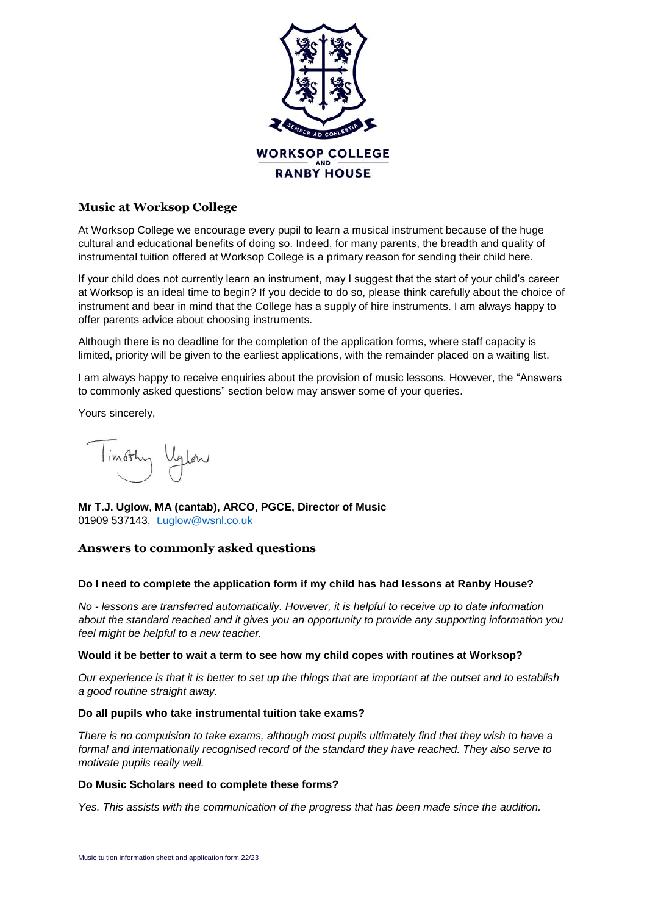WORKSOP COLLEGE AND RANBY HOUSE

## Music at Worksop College

At Worksop College we encourage every pupil to learn a musical instrument because of the huge cultural and educational benefits of doing so. Indeed, for many parents, the breadth and quality of instrumental tuition offered at Worksop College is a primary reason for sending their child here.

If your child does not currently learn an instrument, may I suggest that the start of your child's career at Worksop is an ideal time to begin? If you decide to do so, please think carefully about the choice of instrument and bear in mind that the College has a supply of hire instruments. I am always happy to offer parents advice about choosing instruments.

Although there is no deadline for the completion of the application forms, where staff capacity is limited, priority will be given to the earliest applications, with the remainder placed on a waiting list.

I am always happy to receive enquiries about the provision of music lessons. However, the "Answers to commonly asked questions" section below may answer some of your queries.

Yours sincerely,

Timothy Uglow

**Mr T.J. Uglow, MA (cantab), ARCO, PGCE, Director of Music**
01909 537143, t.uglow@wsnl.co.uk

## Answers to commonly asked questions

**Do I need to complete the application form if my child has had lessons at Ranby House?**

*No - lessons are transferred automatically. However, it is helpful to receive up to date information about the standard reached and it gives you an opportunity to provide any supporting information you feel might be helpful to a new teacher.*

**Would it be better to wait a term to see how my child copes with routines at Worksop?**

*Our experience is that it is better to set up the things that are important at the outset and to establish a good routine straight away.*

**Do all pupils who take instrumental tuition take exams?**

*There is no compulsion to take exams, although most pupils ultimately find that they wish to have a formal and internationally recognised record of the standard they have reached. They also serve to motivate pupils really well.*

**Do Music Scholars need to complete these forms?**

*Yes. This assists with the communication of the progress that has been made since the audition.*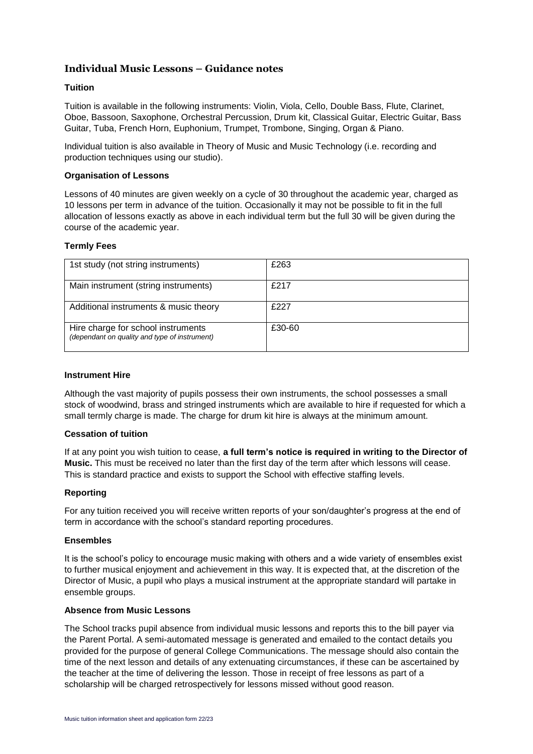## Individual Music Lessons – Guidance notes

### Tuition

Tuition is available in the following instruments: Violin, Viola, Cello, Double Bass, Flute, Clarinet, Oboe, Bassoon, Saxophone, Orchestral Percussion, Drum kit, Classical Guitar, Electric Guitar, Bass Guitar, Tuba, French Horn, Euphonium, Trumpet, Trombone, Singing, Organ & Piano.

Individual tuition is also available in Theory of Music and Music Technology (i.e. recording and production techniques using our studio).

### Organisation of Lessons

Lessons of 40 minutes are given weekly on a cycle of 30 throughout the academic year, charged as 10 lessons per term in advance of the tuition. Occasionally it may not be possible to fit in the full allocation of lessons exactly as above in each individual term but the full 30 will be given during the course of the academic year.

### Termly Fees

| | |
|---|---|
| 1st study (not string instruments) | £263 |
| Main instrument (string instruments) | £217 |
| Additional instruments & music theory | £227 |
| Hire charge for school instruments *(dependant on quality and type of instrument)* | £30-60 |

### Instrument Hire

Although the vast majority of pupils possess their own instruments, the school possesses a small stock of woodwind, brass and stringed instruments which are available to hire if requested for which a small termly charge is made. The charge for drum kit hire is always at the minimum amount.

### Cessation of tuition

If at any point you wish tuition to cease, **a full term's notice is required in writing to the Director of Music.** This must be received no later than the first day of the term after which lessons will cease. This is standard practice and exists to support the School with effective staffing levels.

### Reporting

For any tuition received you will receive written reports of your son/daughter's progress at the end of term in accordance with the school's standard reporting procedures.

### Ensembles

It is the school's policy to encourage music making with others and a wide variety of ensembles exist to further musical enjoyment and achievement in this way. It is expected that, at the discretion of the Director of Music, a pupil who plays a musical instrument at the appropriate standard will partake in ensemble groups.

### Absence from Music Lessons

The School tracks pupil absence from individual music lessons and reports this to the bill payer via the Parent Portal. A semi-automated message is generated and emailed to the contact details you provided for the purpose of general College Communications. The message should also contain the time of the next lesson and details of any extenuating circumstances, if these can be ascertained by the teacher at the time of delivering the lesson. Those in receipt of free lessons as part of a scholarship will be charged retrospectively for lessons missed without good reason.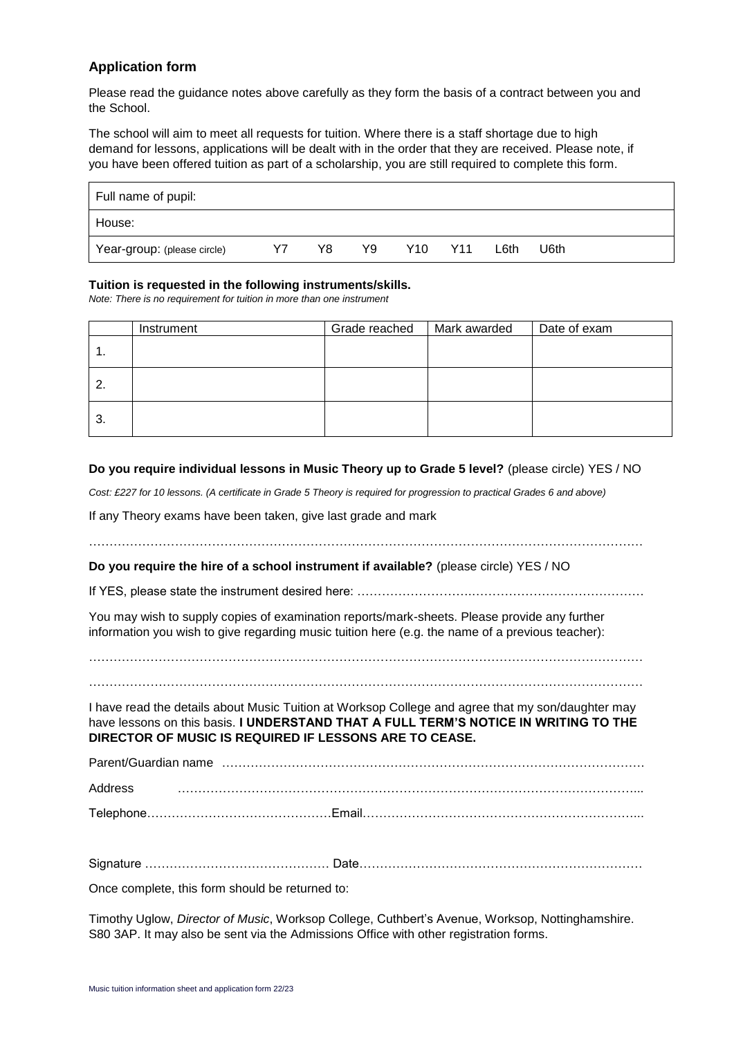## Application form

Please read the guidance notes above carefully as they form the basis of a contract between you and the School.

The school will aim to meet all requests for tuition. Where there is a staff shortage due to high demand for lessons, applications will be dealt with in the order that they are received. Please note, if you have been offered tuition as part of a scholarship, you are still required to complete this form.

| | | | | | | | |
|---|---|---|---|---|---|---|---|
| Full name of pupil: | | | | | | | |
| House: | | | | | | | |
| Year-group: (please circle) | Y7 | Y8 | Y9 | Y10 | Y11 | L6th | U6th |

**Tuition is requested in the following instruments/skills.**

*Note: There is no requirement for tuition in more than one instrument*

| | Instrument | Grade reached | Mark awarded | Date of exam |
|---|---|---|---|---|
| 1. | | | | |
| 2. | | | | |
| 3. | | | | |

**Do you require individual lessons in Music Theory up to Grade 5 level?** (please circle) YES / NO

*Cost: £227 for 10 lessons. (A certificate in Grade 5 Theory is required for progression to practical Grades 6 and above)*

If any Theory exams have been taken, give last grade and mark

…………………………………………………………………………………………………………………

**Do you require the hire of a school instrument if available?** (please circle) YES / NO

If YES, please state the instrument desired here: ……………………………………………………………

You may wish to supply copies of examination reports/mark-sheets. Please provide any further information you wish to give regarding music tuition here (e.g. the name of a previous teacher):

…………………………………………………………………………………………………………………

…………………………………………………………………………………………………………………

I have read the details about Music Tuition at Worksop College and agree that my son/daughter may have lessons on this basis. **I UNDERSTAND THAT A FULL TERM'S NOTICE IN WRITING TO THE DIRECTOR OF MUSIC IS REQUIRED IF LESSONS ARE TO CEASE.**

Parent/Guardian name ……………………………………………………………………………………….

Address ……………………………………………………………………………………………………...

Telephone………………………………………Email…………………………………………………………...

Signature ……………………………………… Date……………………………………………………………

Once complete, this form should be returned to:

Timothy Uglow, *Director of Music*, Worksop College, Cuthbert's Avenue, Worksop, Nottinghamshire. S80 3AP. It may also be sent via the Admissions Office with other registration forms.